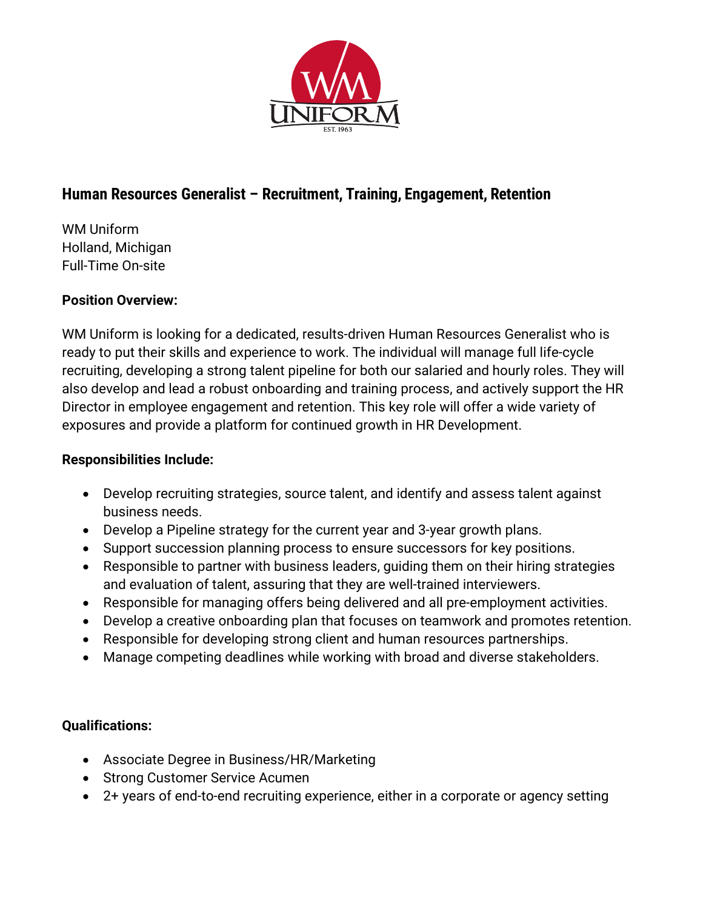## Human Resources Generalist – Recruitment, Training, Engagement, Retention

WM Uniform
Holland, Michigan
Full-Time On-site

**Position Overview:**

WM Uniform is looking for a dedicated, results-driven Human Resources Generalist who is ready to put their skills and experience to work. The individual will manage full life-cycle recruiting, developing a strong talent pipeline for both our salaried and hourly roles. They will also develop and lead a robust onboarding and training process, and actively support the HR Director in employee engagement and retention. This key role will offer a wide variety of exposures and provide a platform for continued growth in HR Development.

**Responsibilities Include:**

- Develop recruiting strategies, source talent, and identify and assess talent against business needs.
- Develop a Pipeline strategy for the current year and 3-year growth plans.
- Support succession planning process to ensure successors for key positions.
- Responsible to partner with business leaders, guiding them on their hiring strategies and evaluation of talent, assuring that they are well-trained interviewers.
- Responsible for managing offers being delivered and all pre-employment activities.
- Develop a creative onboarding plan that focuses on teamwork and promotes retention.
- Responsible for developing strong client and human resources partnerships.
- Manage competing deadlines while working with broad and diverse stakeholders.

**Qualifications:**

- Associate Degree in Business/HR/Marketing
- Strong Customer Service Acumen
- 2+ years of end-to-end recruiting experience, either in a corporate or agency setting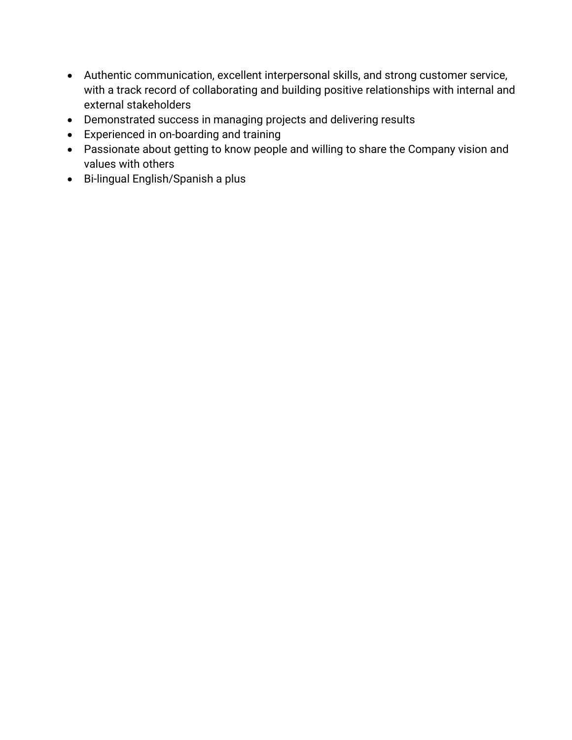- Authentic communication, excellent interpersonal skills, and strong customer service, with a track record of collaborating and building positive relationships with internal and external stakeholders
- Demonstrated success in managing projects and delivering results
- Experienced in on-boarding and training
- Passionate about getting to know people and willing to share the Company vision and values with others
- Bi-lingual English/Spanish a plus